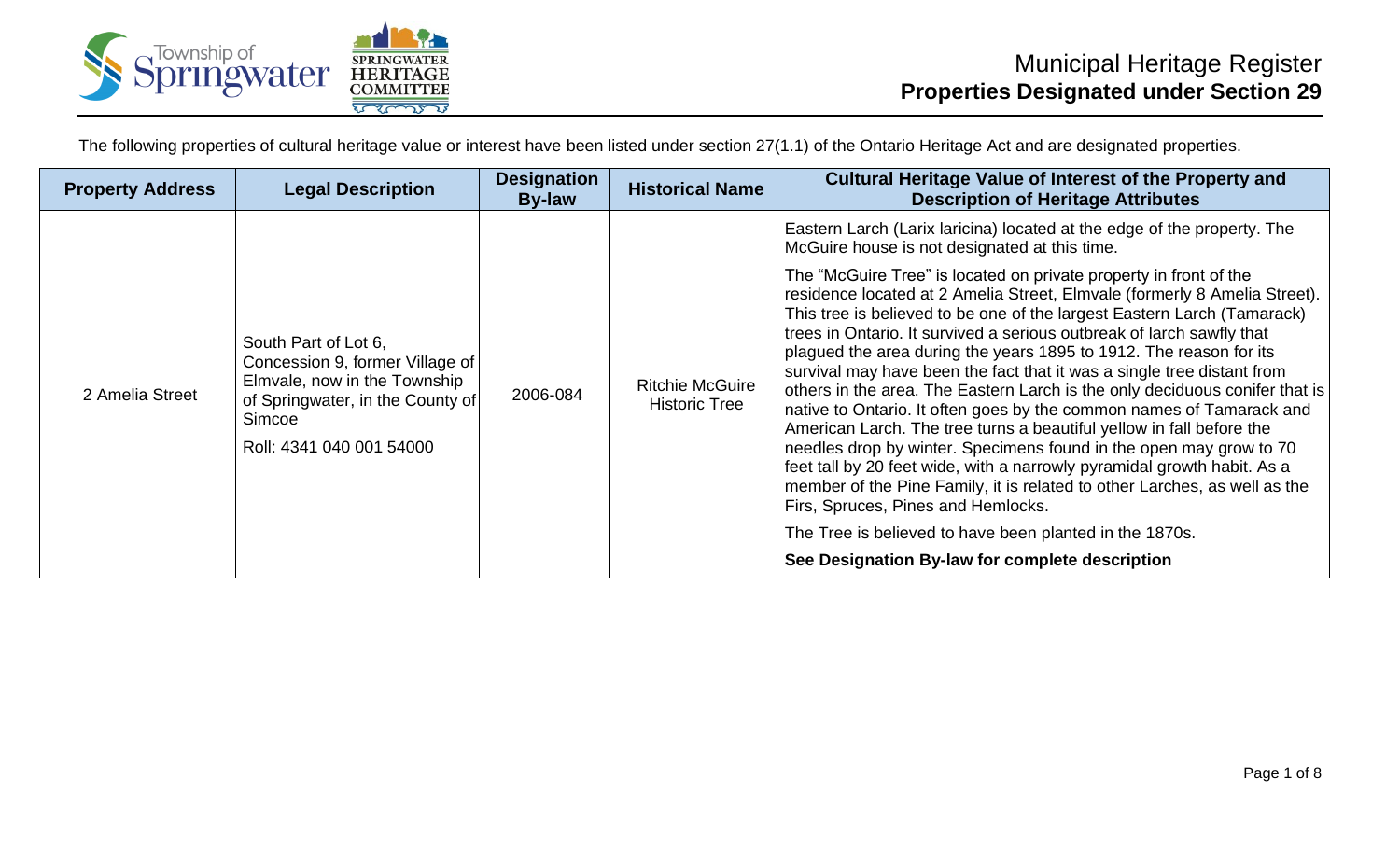# Municipal Heritage Register

## Properties Designated under Section 29

The following properties of cultural heritage value or interest have been listed under section 27(1.1) of the Ontario Heritage Act and are designated properties.

| Property Address | Legal Description | Designation By-law | Historical Name | Cultural Heritage Value of Interest of the Property and Description of Heritage Attributes |
|---|---|---|---|---|
| 2 Amelia Street | South Part of Lot 6, Concession 9, former Village of Elmvale, now in the Township of Springwater, in the County of Simcoe<br><br>Roll: 4341 040 001 54000 | 2006-084 | Ritchie McGuire Historic Tree | Eastern Larch (Larix laricina) located at the edge of the property. The McGuire house is not designated at this time.<br><br>The "McGuire Tree" is located on private property in front of the residence located at 2 Amelia Street, Elmvale (formerly 8 Amelia Street). This tree is believed to be one of the largest Eastern Larch (Tamarack) trees in Ontario. It survived a serious outbreak of larch sawfly that plagued the area during the years 1895 to 1912. The reason for its survival may have been the fact that it was a single tree distant from others in the area. The Eastern Larch is the only deciduous conifer that is native to Ontario. It often goes by the common names of Tamarack and American Larch. The tree turns a beautiful yellow in fall before the needles drop by winter. Specimens found in the open may grow to 70 feet tall by 20 feet wide, with a narrowly pyramidal growth habit. As a member of the Pine Family, it is related to other Larches, as well as the Firs, Spruces, Pines and Hemlocks.<br><br>The Tree is believed to have been planted in the 1870s.<br><br>**See Designation By-law for complete description** |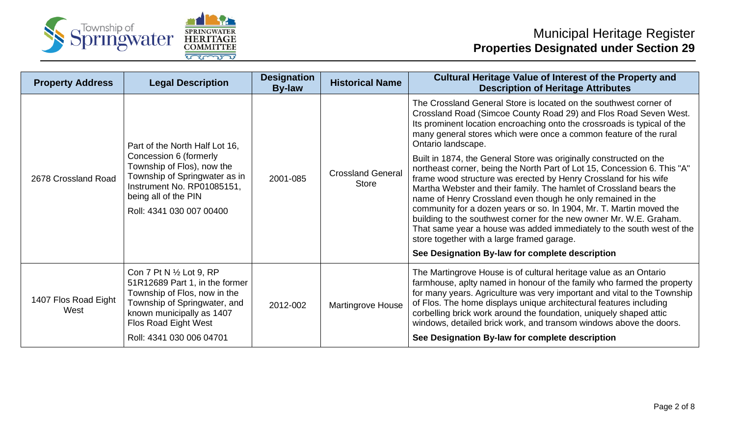# Municipal Heritage Register
## Properties Designated under Section 29

| Property Address | Legal Description | Designation By-law | Historical Name | Cultural Heritage Value of Interest of the Property and Description of Heritage Attributes |
|---|---|---|---|---|
| 2678 Crossland Road | Part of the North Half Lot 16, Concession 6 (formerly Township of Flos), now the Township of Springwater as in Instrument No. RP01085151, being all of the PIN<br><br>Roll: 4341 030 007 00400 | 2001-085 | Crossland General Store | The Crossland General Store is located on the southwest corner of Crossland Road (Simcoe County Road 29) and Flos Road Seven West. Its prominent location encroaching onto the crossroads is typical of the many general stores which were once a common feature of the rural Ontario landscape.<br><br>Built in 1874, the General Store was originally constructed on the northeast corner, being the North Part of Lot 15, Concession 6. This "A" frame wood structure was erected by Henry Crossland for his wife Martha Webster and their family. The hamlet of Crossland bears the name of Henry Crossland even though he only remained in the community for a dozen years or so. In 1904, Mr. T. Martin moved the building to the southwest corner for the new owner Mr. W.E. Graham. That same year a house was added immediately to the south west of the store together with a large framed garage.<br><br>**See Designation By-law for complete description** |
| 1407 Flos Road Eight West | Con 7 Pt N ½ Lot 9, RP 51R12689 Part 1, in the former Township of Flos, now in the Township of Springwater, and known municipally as 1407 Flos Road Eight West<br><br>Roll: 4341 030 006 04701 | 2012-002 | Martingrove House | The Martingrove House is of cultural heritage value as an Ontario farmhouse, aplty named in honour of the family who farmed the property for many years. Agriculture was very important and vital to the Township of Flos. The home displays unique architectural features including corbelling brick work around the foundation, uniquely shaped attic windows, detailed brick work, and transom windows above the doors.<br><br>**See Designation By-law for complete description** |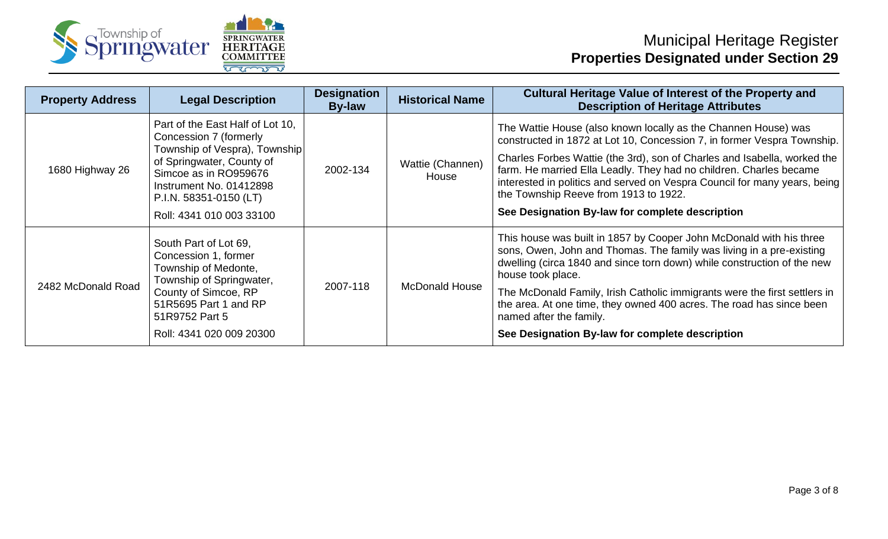# Municipal Heritage Register

## Properties Designated under Section 29

| Property Address | Legal Description | Designation By-law | Historical Name | Cultural Heritage Value of Interest of the Property and Description of Heritage Attributes |
|---|---|---|---|---|
| 1680 Highway 26 | Part of the East Half of Lot 10, Concession 7 (formerly Township of Vespra), Township of Springwater, County of Simcoe as in RO959676 Instrument No. 01412898 P.I.N. 58351-0150 (LT)<br><br>Roll: 4341 010 003 33100 | 2002-134 | Wattie (Channen) House | The Wattie House (also known locally as the Channen House) was constructed in 1872 at Lot 10, Concession 7, in former Vespra Township.<br><br>Charles Forbes Wattie (the 3rd), son of Charles and Isabella, worked the farm. He married Ella Leadly. They had no children. Charles became interested in politics and served on Vespra Council for many years, being the Township Reeve from 1913 to 1922.<br><br>**See Designation By-law for complete description** |
| 2482 McDonald Road | South Part of Lot 69, Concession 1, former Township of Medonte, Township of Springwater, County of Simcoe, RP 51R5695 Part 1 and RP 51R9752 Part 5<br><br>Roll: 4341 020 009 20300 | 2007-118 | McDonald House | This house was built in 1857 by Cooper John McDonald with his three sons, Owen, John and Thomas. The family was living in a pre-existing dwelling (circa 1840 and since torn down) while construction of the new house took place.<br><br>The McDonald Family, Irish Catholic immigrants were the first settlers in the area. At one time, they owned 400 acres. The road has since been named after the family.<br><br>**See Designation By-law for complete description** |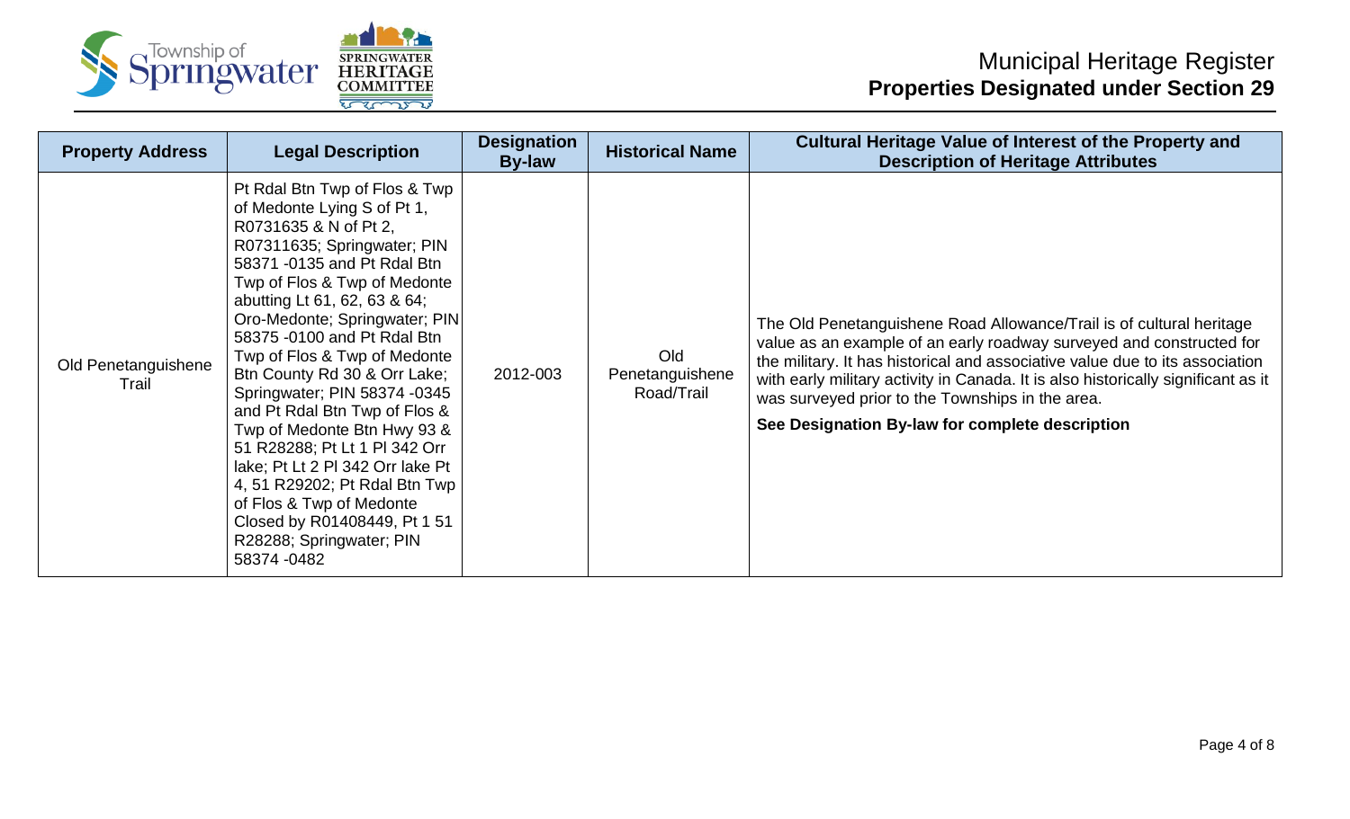| Property Address | Legal Description | Designation By-law | Historical Name | Cultural Heritage Value of Interest of the Property and Description of Heritage Attributes |
|---|---|---|---|---|
| Old Penetanguishene Trail | Pt Rdal Btn Twp of Flos & Twp of Medonte Lying S of Pt 1, R0731635 & N of Pt 2, R07311635; Springwater; PIN 58371 -0135 and Pt Rdal Btn Twp of Flos & Twp of Medonte abutting Lt 61, 62, 63 & 64; Oro-Medonte; Springwater; PIN 58375 -0100 and Pt Rdal Btn Twp of Flos & Twp of Medonte Btn County Rd 30 & Orr Lake; Springwater; PIN 58374 -0345 and Pt Rdal Btn Twp of Flos & Twp of Medonte Btn Hwy 93 & 51 R28288; Pt Lt 1 Pl 342 Orr lake; Pt Lt 2 Pl 342 Orr lake Pt 4, 51 R29202; Pt Rdal Btn Twp of Flos & Twp of Medonte Closed by R01408449, Pt 1 51 R28288; Springwater; PIN 58374 -0482 | 2012-003 | Old Penetanguishene Road/Trail | The Old Penetanguishene Road Allowance/Trail is of cultural heritage value as an example of an early roadway surveyed and constructed for the military. It has historical and associative value due to its association with early military activity in Canada. It is also historically significant as it was surveyed prior to the Townships in the area. **See Designation By-law for complete description** |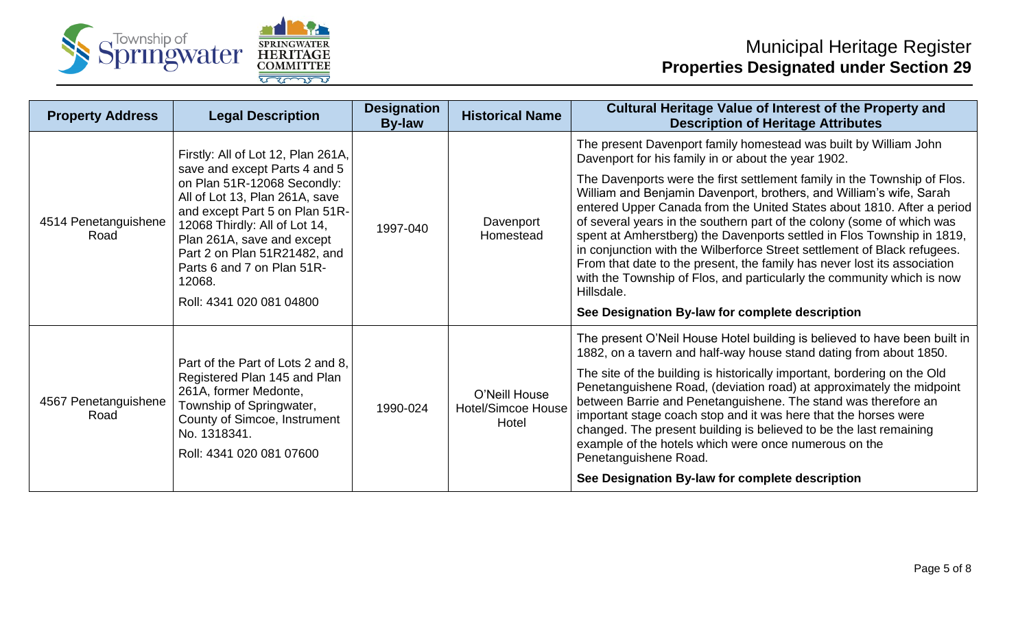# Municipal Heritage Register

## Properties Designated under Section 29

| Property Address | Legal Description | Designation By-law | Historical Name | Cultural Heritage Value of Interest of the Property and Description of Heritage Attributes |
|---|---|---|---|---|
| 4514 Penetanguishene Road | Firstly: All of Lot 12, Plan 261A, save and except Parts 4 and 5 on Plan 51R-12068 Secondly: All of Lot 13, Plan 261A, save and except Part 5 on Plan 51R-12068 Thirdly: All of Lot 14, Plan 261A, save and except Part 2 on Plan 51R21482, and Parts 6 and 7 on Plan 51R-12068.<br><br>Roll: 4341 020 081 04800 | 1997-040 | Davenport Homestead | The present Davenport family homestead was built by William John Davenport for his family in or about the year 1902.<br><br>The Davenports were the first settlement family in the Township of Flos. William and Benjamin Davenport, brothers, and William's wife, Sarah entered Upper Canada from the United States about 1810. After a period of several years in the southern part of the colony (some of which was spent at Amherstberg) the Davenports settled in Flos Township in 1819, in conjunction with the Wilberforce Street settlement of Black refugees. From that date to the present, the family has never lost its association with the Township of Flos, and particularly the community which is now Hillsdale.<br><br>**See Designation By-law for complete description** |
| 4567 Penetanguishene Road | Part of the Part of Lots 2 and 8, Registered Plan 145 and Plan 261A, former Medonte, Township of Springwater, County of Simcoe, Instrument No. 1318341.<br><br>Roll: 4341 020 081 07600 | 1990-024 | O'Neill House Hotel/Simcoe House Hotel | The present O'Neil House Hotel building is believed to have been built in 1882, on a tavern and half-way house stand dating from about 1850.<br><br>The site of the building is historically important, bordering on the Old Penetanguishene Road, (deviation road) at approximately the midpoint between Barrie and Penetanguishene. The stand was therefore an important stage coach stop and it was here that the horses were changed. The present building is believed to be the last remaining example of the hotels which were once numerous on the Penetanguishene Road.<br><br>**See Designation By-law for complete description** |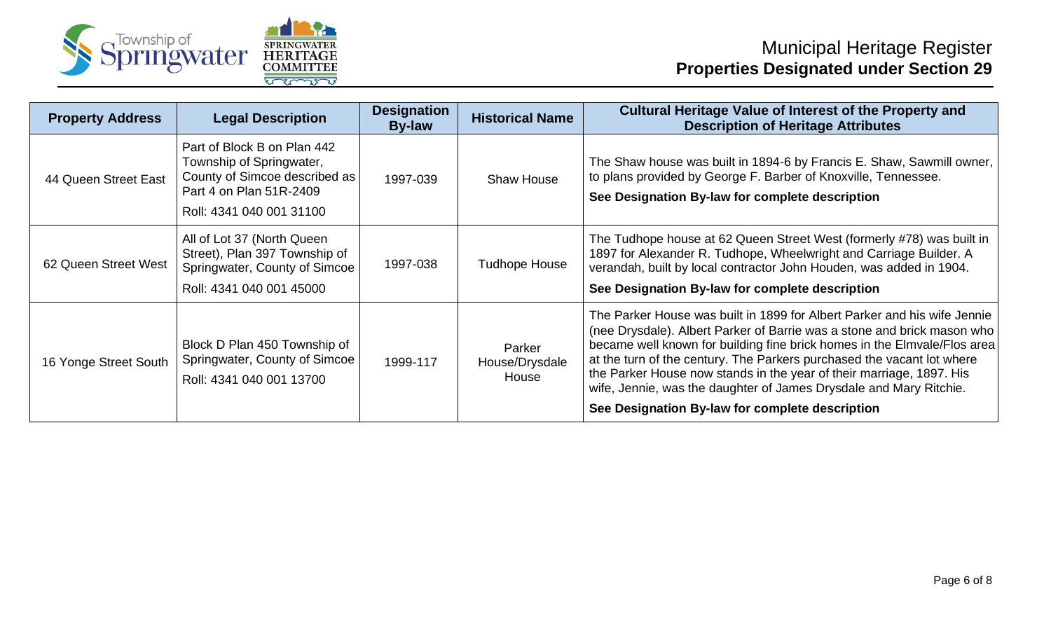# Municipal Heritage Register

## Properties Designated under Section 29

| Property Address | Legal Description | Designation By-law | Historical Name | Cultural Heritage Value of Interest of the Property and Description of Heritage Attributes |
|---|---|---|---|---|
| 44 Queen Street East | Part of Block B on Plan 442 Township of Springwater, County of Simcoe described as Part 4 on Plan 51R-2409<br>Roll: 4341 040 001 31100 | 1997-039 | Shaw House | The Shaw house was built in 1894-6 by Francis E. Shaw, Sawmill owner, to plans provided by George F. Barber of Knoxville, Tennessee.<br>**See Designation By-law for complete description** |
| 62 Queen Street West | All of Lot 37 (North Queen Street), Plan 397 Township of Springwater, County of Simcoe<br>Roll: 4341 040 001 45000 | 1997-038 | Tudhope House | The Tudhope house at 62 Queen Street West (formerly #78) was built in 1897 for Alexander R. Tudhope, Wheelwright and Carriage Builder. A verandah, built by local contractor John Houden, was added in 1904.<br>**See Designation By-law for complete description** |
| 16 Yonge Street South | Block D Plan 450 Township of Springwater, County of Simcoe<br>Roll: 4341 040 001 13700 | 1999-117 | Parker House/Drysdale House | The Parker House was built in 1899 for Albert Parker and his wife Jennie (nee Drysdale). Albert Parker of Barrie was a stone and brick mason who became well known for building fine brick homes in the Elmvale/Flos area at the turn of the century. The Parkers purchased the vacant lot where the Parker House now stands in the year of their marriage, 1897. His wife, Jennie, was the daughter of James Drysdale and Mary Ritchie.<br>**See Designation By-law for complete description** |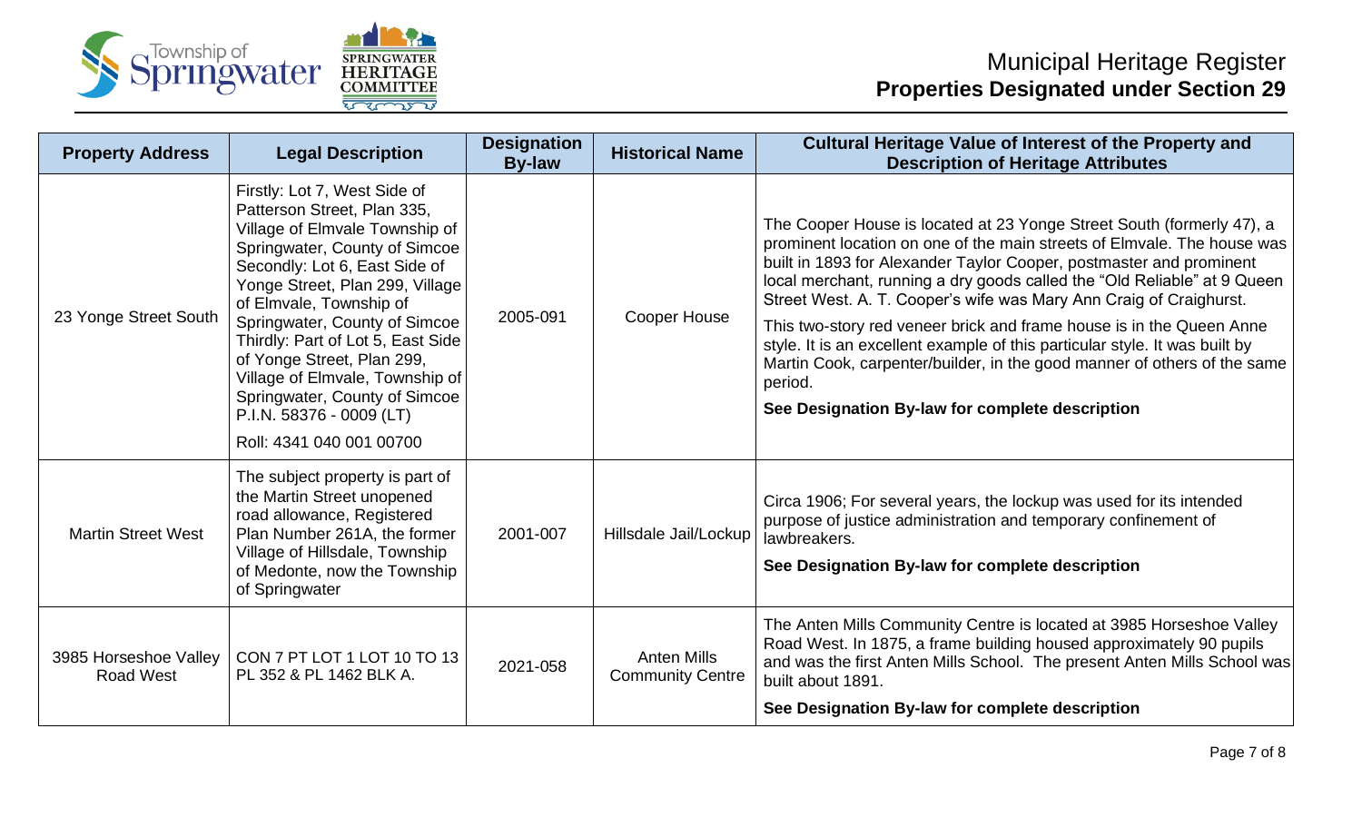# Municipal Heritage Register
## Properties Designated under Section 29

| Property Address | Legal Description | Designation By-law | Historical Name | Cultural Heritage Value of Interest of the Property and Description of Heritage Attributes |
|---|---|---|---|---|
| 23 Yonge Street South | Firstly: Lot 7, West Side of Patterson Street, Plan 335, Village of Elmvale Township of Springwater, County of Simcoe Secondly: Lot 6, East Side of Yonge Street, Plan 299, Village of Elmvale, Township of Springwater, County of Simcoe Thirdly: Part of Lot 5, East Side of Yonge Street, Plan 299, Village of Elmvale, Township of Springwater, County of Simcoe P.I.N. 58376 - 0009 (LT)<br><br>Roll: 4341 040 001 00700 | 2005-091 | Cooper House | The Cooper House is located at 23 Yonge Street South (formerly 47), a prominent location on one of the main streets of Elmvale. The house was built in 1893 for Alexander Taylor Cooper, postmaster and prominent local merchant, running a dry goods called the "Old Reliable" at 9 Queen Street West. A. T. Cooper's wife was Mary Ann Craig of Craighurst.<br><br>This two-story red veneer brick and frame house is in the Queen Anne style. It is an excellent example of this particular style. It was built by Martin Cook, carpenter/builder, in the good manner of others of the same period.<br><br>**See Designation By-law for complete description** |
| Martin Street West | The subject property is part of the Martin Street unopened road allowance, Registered Plan Number 261A, the former Village of Hillsdale, Township of Medonte, now the Township of Springwater | 2001-007 | Hillsdale Jail/Lockup | Circa 1906; For several years, the lockup was used for its intended purpose of justice administration and temporary confinement of lawbreakers.<br><br>**See Designation By-law for complete description** |
| 3985 Horseshoe Valley Road West | CON 7 PT LOT 1 LOT 10 TO 13 PL 352 & PL 1462 BLK A. | 2021-058 | Anten Mills Community Centre | The Anten Mills Community Centre is located at 3985 Horseshoe Valley Road West. In 1875, a frame building housed approximately 90 pupils and was the first Anten Mills School. The present Anten Mills School was built about 1891.<br><br>**See Designation By-law for complete description** |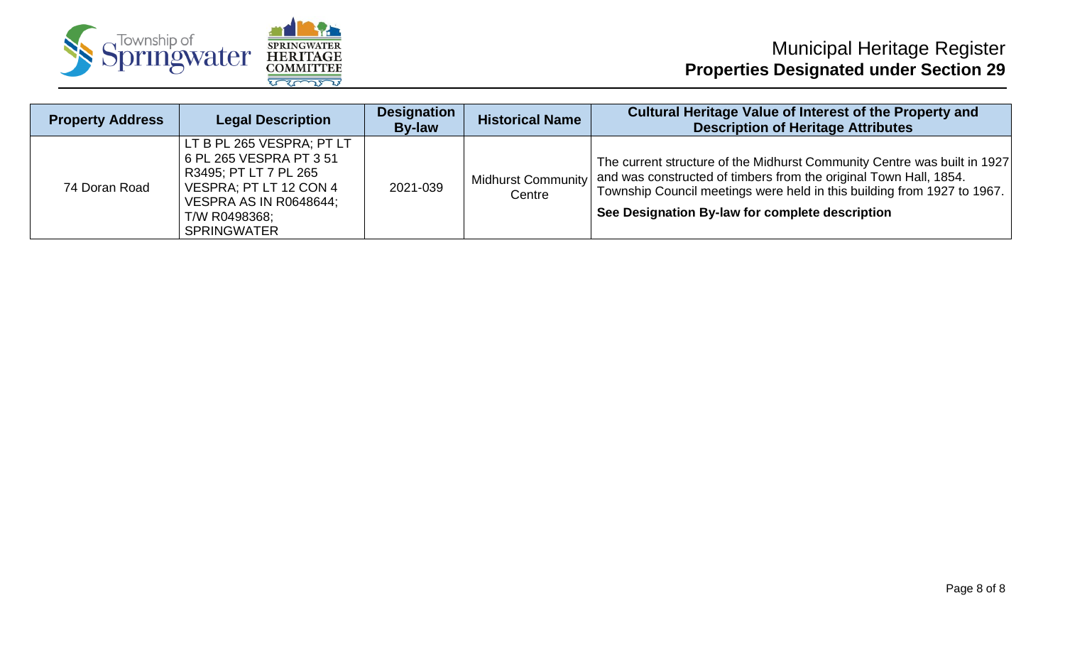# Municipal Heritage Register
## Properties Designated under Section 29

| Property Address | Legal Description | Designation By-law | Historical Name | Cultural Heritage Value of Interest of the Property and Description of Heritage Attributes |
|---|---|---|---|---|
| 74 Doran Road | LT B PL 265 VESPRA; PT LT 6 PL 265 VESPRA PT 3 51 R3495; PT LT 7 PL 265 VESPRA; PT LT 12 CON 4 VESPRA AS IN R0648644; T/W R0498368; SPRINGWATER | 2021-039 | Midhurst Community Centre | The current structure of the Midhurst Community Centre was built in 1927 and was constructed of timbers from the original Town Hall, 1854. Township Council meetings were held in this building from 1927 to 1967. **See Designation By-law for complete description** |